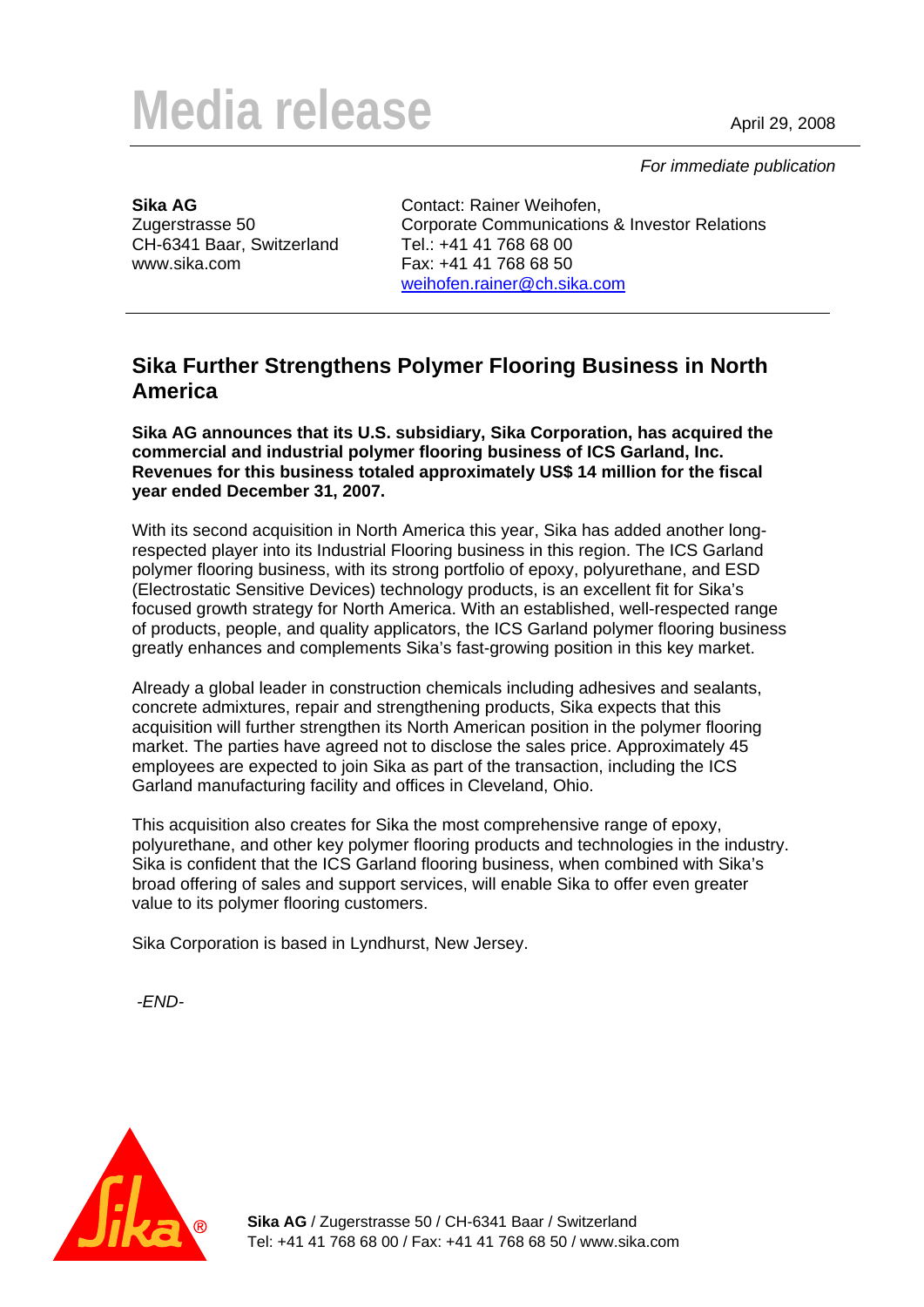# Media release

April 29, 2008

*For immediate publication*

**Sika AG**
Zugerstrasse 50
CH-6341 Baar, Switzerland
www.sika.com

Contact: Rainer Weihofen,
Corporate Communications & Investor Relations
Tel.: +41 41 768 68 00
Fax: +41 41 768 68 50
weihofen.rainer@ch.sika.com

## Sika Further Strengthens Polymer Flooring Business in North America

**Sika AG announces that its U.S. subsidiary, Sika Corporation, has acquired the commercial and industrial polymer flooring business of ICS Garland, Inc. Revenues for this business totaled approximately US$ 14 million for the fiscal year ended December 31, 2007.**

With its second acquisition in North America this year, Sika has added another long-respected player into its Industrial Flooring business in this region. The ICS Garland polymer flooring business, with its strong portfolio of epoxy, polyurethane, and ESD (Electrostatic Sensitive Devices) technology products, is an excellent fit for Sika's focused growth strategy for North America. With an established, well-respected range of products, people, and quality applicators, the ICS Garland polymer flooring business greatly enhances and complements Sika's fast-growing position in this key market.

Already a global leader in construction chemicals including adhesives and sealants, concrete admixtures, repair and strengthening products, Sika expects that this acquisition will further strengthen its North American position in the polymer flooring market. The parties have agreed not to disclose the sales price. Approximately 45 employees are expected to join Sika as part of the transaction, including the ICS Garland manufacturing facility and offices in Cleveland, Ohio.

This acquisition also creates for Sika the most comprehensive range of epoxy, polyurethane, and other key polymer flooring products and technologies in the industry. Sika is confident that the ICS Garland flooring business, when combined with Sika's broad offering of sales and support services, will enable Sika to offer even greater value to its polymer flooring customers.

Sika Corporation is based in Lyndhurst, New Jersey.

*-END-*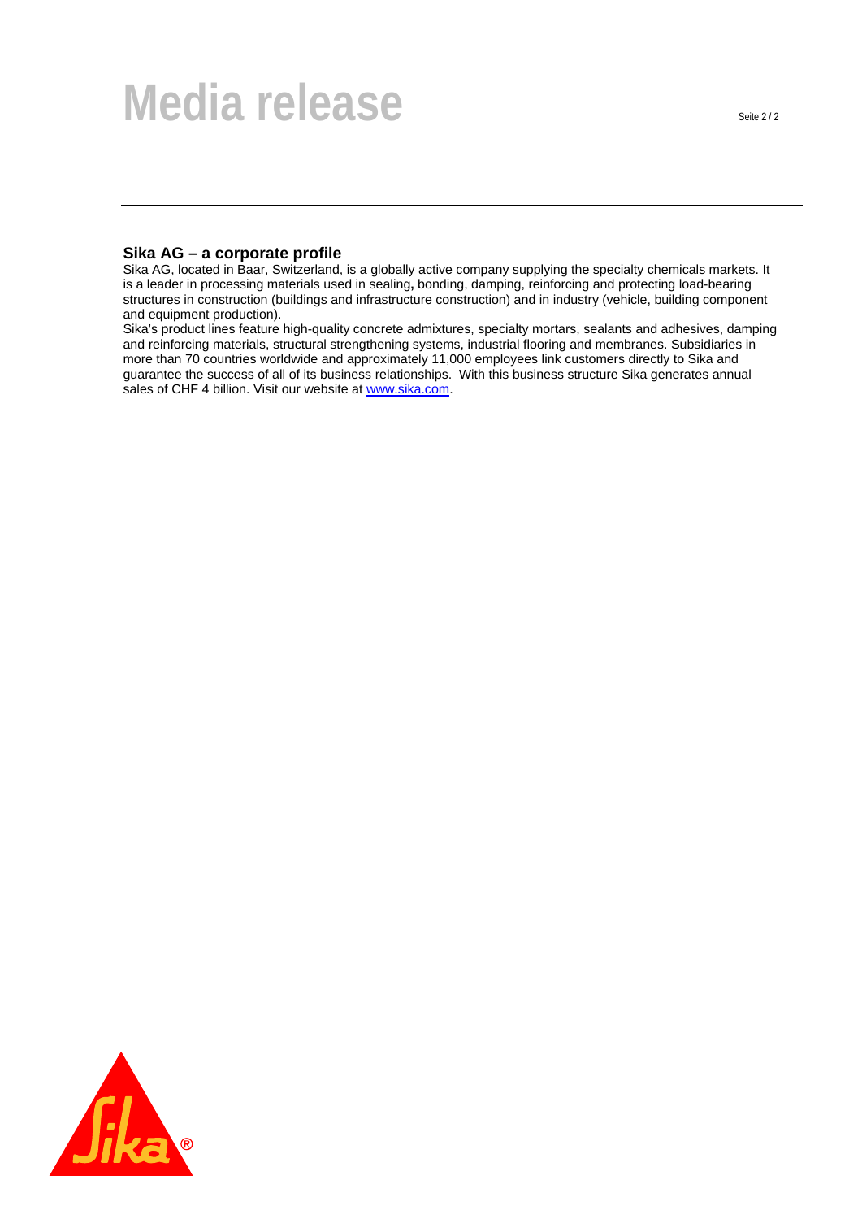## Sika AG – a corporate profile

Sika AG, located in Baar, Switzerland, is a globally active company supplying the specialty chemicals markets. It is a leader in processing materials used in sealing**,** bonding, damping, reinforcing and protecting load-bearing structures in construction (buildings and infrastructure construction) and in industry (vehicle, building component and equipment production).

Sika's product lines feature high-quality concrete admixtures, specialty mortars, sealants and adhesives, damping and reinforcing materials, structural strengthening systems, industrial flooring and membranes. Subsidiaries in more than 70 countries worldwide and approximately 11,000 employees link customers directly to Sika and guarantee the success of all of its business relationships. With this business structure Sika generates annual sales of CHF 4 billion. Visit our website at [www.sika.com](http://www.sika.com).